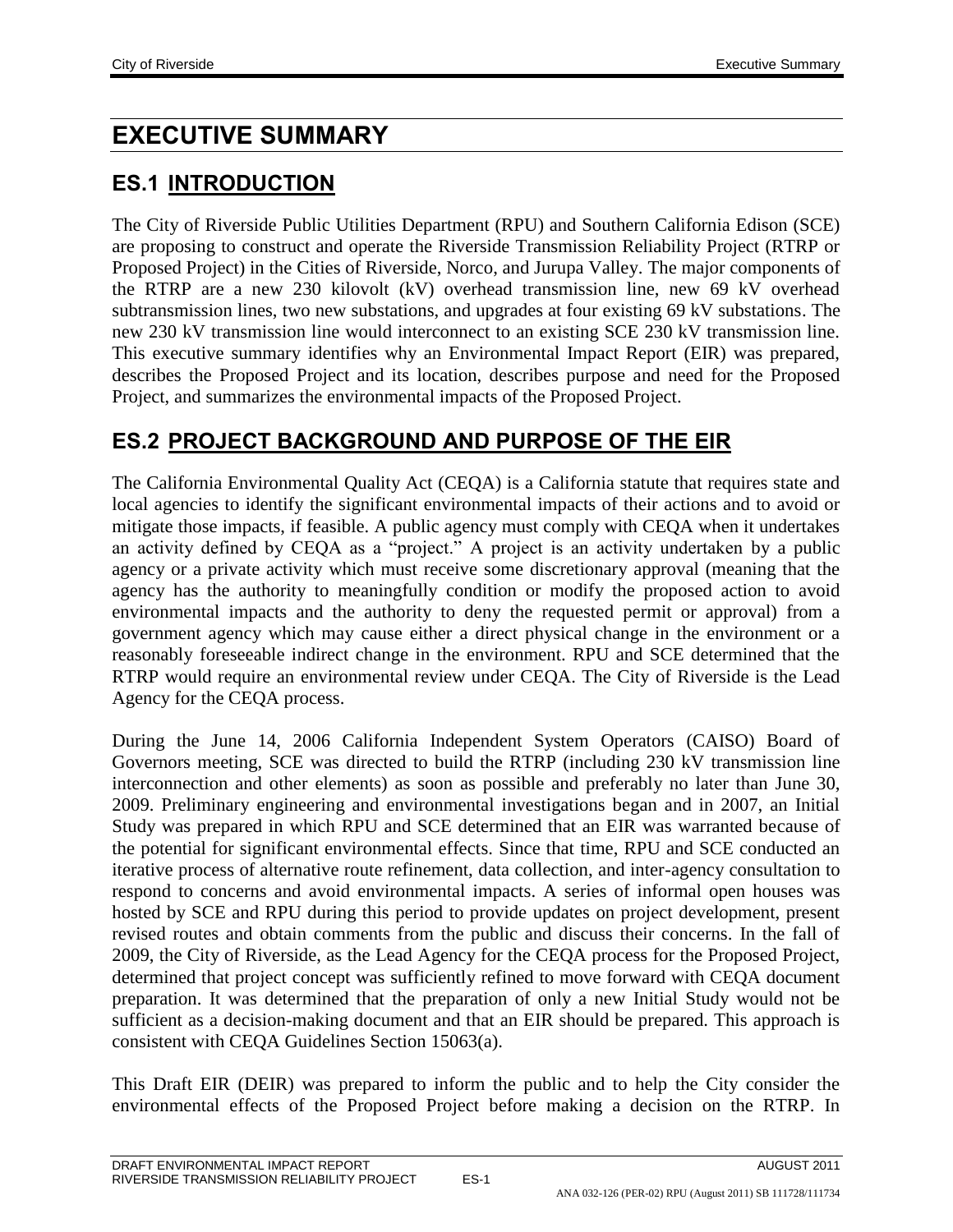# EXECUTIVE SUMMARY

## ES.1 INTRODUCTION

The City of Riverside Public Utilities Department (RPU) and Southern California Edison (SCE) are proposing to construct and operate the Riverside Transmission Reliability Project (RTRP or Proposed Project) in the Cities of Riverside, Norco, and Jurupa Valley. The major components of the RTRP are a new 230 kilovolt (kV) overhead transmission line, new 69 kV overhead subtransmission lines, two new substations, and upgrades at four existing 69 kV substations. The new 230 kV transmission line would interconnect to an existing SCE 230 kV transmission line. This executive summary identifies why an Environmental Impact Report (EIR) was prepared, describes the Proposed Project and its location, describes purpose and need for the Proposed Project, and summarizes the environmental impacts of the Proposed Project.

## ES.2 PROJECT BACKGROUND AND PURPOSE OF THE EIR

The California Environmental Quality Act (CEQA) is a California statute that requires state and local agencies to identify the significant environmental impacts of their actions and to avoid or mitigate those impacts, if feasible. A public agency must comply with CEQA when it undertakes an activity defined by CEQA as a "project." A project is an activity undertaken by a public agency or a private activity which must receive some discretionary approval (meaning that the agency has the authority to meaningfully condition or modify the proposed action to avoid environmental impacts and the authority to deny the requested permit or approval) from a government agency which may cause either a direct physical change in the environment or a reasonably foreseeable indirect change in the environment. RPU and SCE determined that the RTRP would require an environmental review under CEQA. The City of Riverside is the Lead Agency for the CEQA process.

During the June 14, 2006 California Independent System Operators (CAISO) Board of Governors meeting, SCE was directed to build the RTRP (including 230 kV transmission line interconnection and other elements) as soon as possible and preferably no later than June 30, 2009. Preliminary engineering and environmental investigations began and in 2007, an Initial Study was prepared in which RPU and SCE determined that an EIR was warranted because of the potential for significant environmental effects. Since that time, RPU and SCE conducted an iterative process of alternative route refinement, data collection, and inter-agency consultation to respond to concerns and avoid environmental impacts. A series of informal open houses was hosted by SCE and RPU during this period to provide updates on project development, present revised routes and obtain comments from the public and discuss their concerns. In the fall of 2009, the City of Riverside, as the Lead Agency for the CEQA process for the Proposed Project, determined that project concept was sufficiently refined to move forward with CEQA document preparation. It was determined that the preparation of only a new Initial Study would not be sufficient as a decision-making document and that an EIR should be prepared. This approach is consistent with CEQA Guidelines Section 15063(a).

This Draft EIR (DEIR) was prepared to inform the public and to help the City consider the environmental effects of the Proposed Project before making a decision on the RTRP. In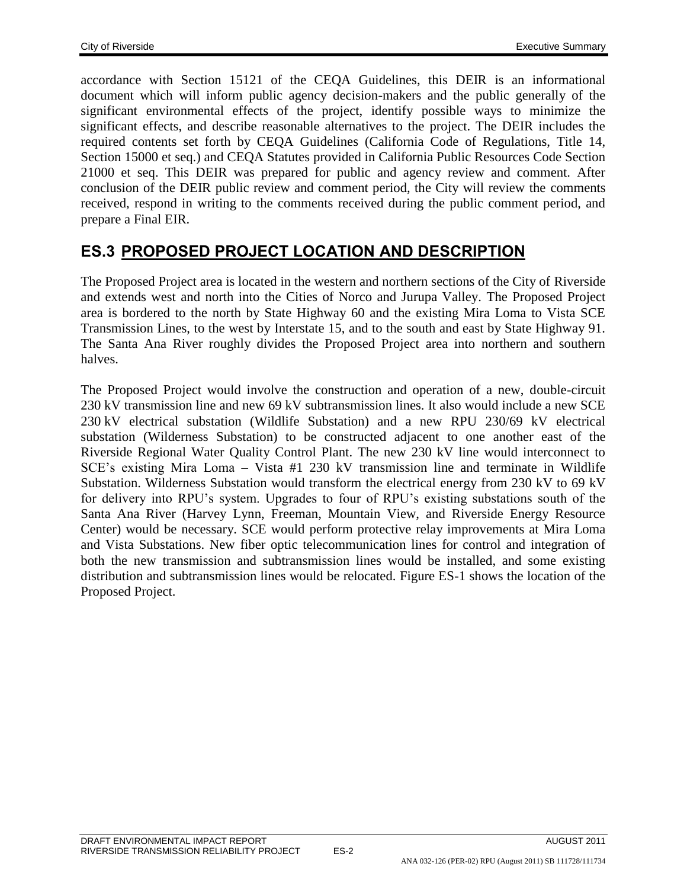accordance with Section 15121 of the CEQA Guidelines, this DEIR is an informational document which will inform public agency decision-makers and the public generally of the significant environmental effects of the project, identify possible ways to minimize the significant effects, and describe reasonable alternatives to the project. The DEIR includes the required contents set forth by CEQA Guidelines (California Code of Regulations, Title 14, Section 15000 et seq.) and CEQA Statutes provided in California Public Resources Code Section 21000 et seq. This DEIR was prepared for public and agency review and comment. After conclusion of the DEIR public review and comment period, the City will review the comments received, respond in writing to the comments received during the public comment period, and prepare a Final EIR.

## ES.3 PROPOSED PROJECT LOCATION AND DESCRIPTION

The Proposed Project area is located in the western and northern sections of the City of Riverside and extends west and north into the Cities of Norco and Jurupa Valley. The Proposed Project area is bordered to the north by State Highway 60 and the existing Mira Loma to Vista SCE Transmission Lines, to the west by Interstate 15, and to the south and east by State Highway 91. The Santa Ana River roughly divides the Proposed Project area into northern and southern halves.

The Proposed Project would involve the construction and operation of a new, double-circuit 230 kV transmission line and new 69 kV subtransmission lines. It also would include a new SCE 230 kV electrical substation (Wildlife Substation) and a new RPU 230/69 kV electrical substation (Wilderness Substation) to be constructed adjacent to one another east of the Riverside Regional Water Quality Control Plant. The new 230 kV line would interconnect to SCE's existing Mira Loma – Vista #1 230 kV transmission line and terminate in Wildlife Substation. Wilderness Substation would transform the electrical energy from 230 kV to 69 kV for delivery into RPU's system. Upgrades to four of RPU's existing substations south of the Santa Ana River (Harvey Lynn, Freeman, Mountain View, and Riverside Energy Resource Center) would be necessary. SCE would perform protective relay improvements at Mira Loma and Vista Substations. New fiber optic telecommunication lines for control and integration of both the new transmission and subtransmission lines would be installed, and some existing distribution and subtransmission lines would be relocated. Figure ES-1 shows the location of the Proposed Project.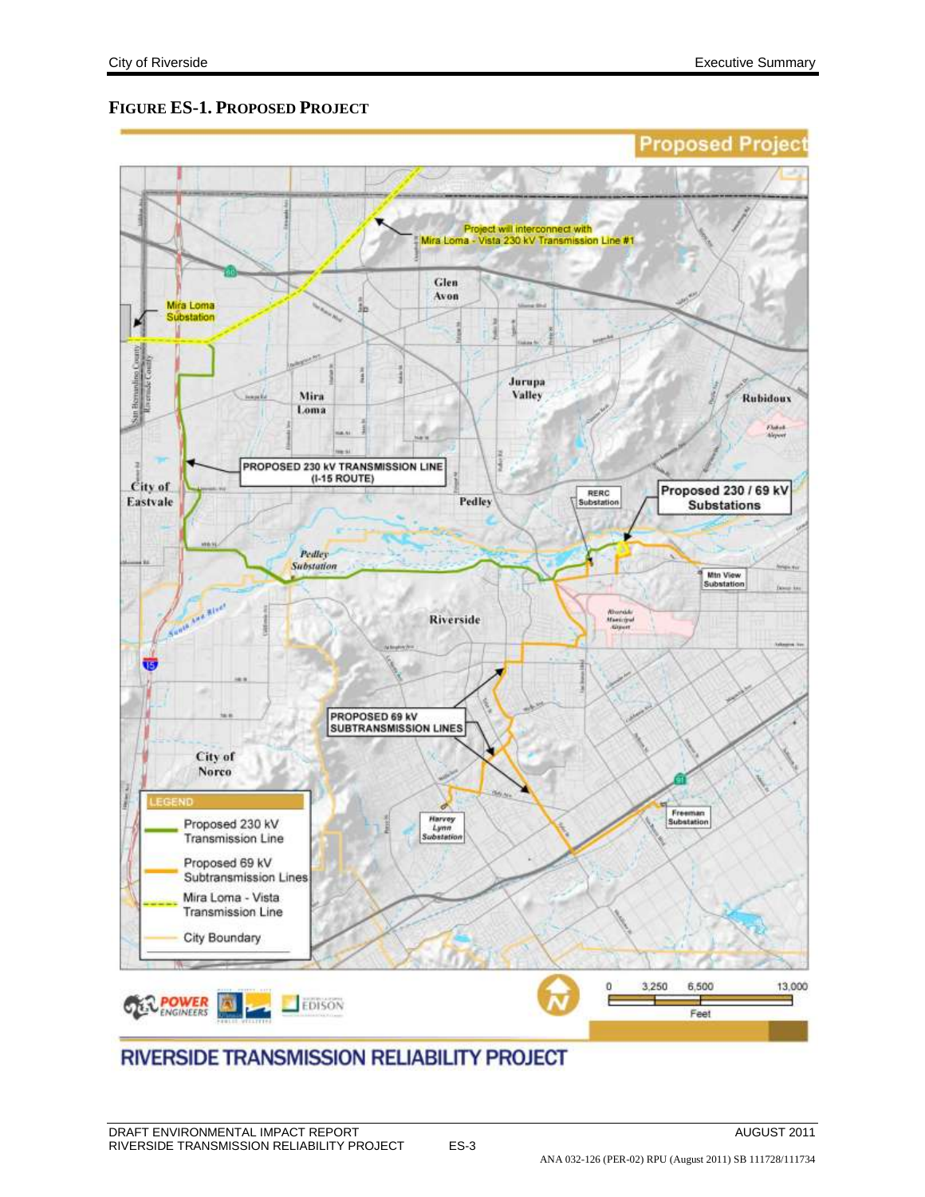**FIGURE ES-1. PROPOSED PROJECT**

Proposed Project

Project will interconnect with Mira Loma - Vista 230 kV Transmission Line #1

Mira Loma Substation

PROPOSED 230 kV TRANSMISSION LINE (I-15 ROUTE)

RERC Substation

Proposed 230 / 69 kV Substations

Pedley Substation

Mtn View Substation

PROPOSED 69 kV SUBTRANSMISSION LINES

Harvey Lynn Substation

Freeman Substation

LEGEND

- Proposed 230 kV Transmission Line
- Proposed 69 kV Subtransmission Lines
- Mira Loma - Vista Transmission Line
- City Boundary

0 3,250 6,500 13,000 Feet

RIVERSIDE TRANSMISSION RELIABILITY PROJECT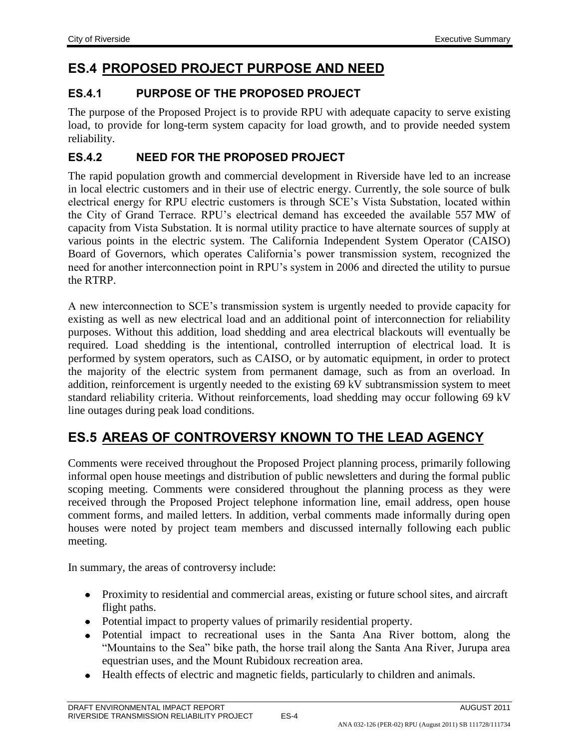## ES.4 PROPOSED PROJECT PURPOSE AND NEED

### ES.4.1 PURPOSE OF THE PROPOSED PROJECT

The purpose of the Proposed Project is to provide RPU with adequate capacity to serve existing load, to provide for long-term system capacity for load growth, and to provide needed system reliability.

### ES.4.2 NEED FOR THE PROPOSED PROJECT

The rapid population growth and commercial development in Riverside have led to an increase in local electric customers and in their use of electric energy. Currently, the sole source of bulk electrical energy for RPU electric customers is through SCE's Vista Substation, located within the City of Grand Terrace. RPU's electrical demand has exceeded the available 557 MW of capacity from Vista Substation. It is normal utility practice to have alternate sources of supply at various points in the electric system. The California Independent System Operator (CAISO) Board of Governors, which operates California's power transmission system, recognized the need for another interconnection point in RPU's system in 2006 and directed the utility to pursue the RTRP.

A new interconnection to SCE's transmission system is urgently needed to provide capacity for existing as well as new electrical load and an additional point of interconnection for reliability purposes. Without this addition, load shedding and area electrical blackouts will eventually be required. Load shedding is the intentional, controlled interruption of electrical load. It is performed by system operators, such as CAISO, or by automatic equipment, in order to protect the majority of the electric system from permanent damage, such as from an overload. In addition, reinforcement is urgently needed to the existing 69 kV subtransmission system to meet standard reliability criteria. Without reinforcements, load shedding may occur following 69 kV line outages during peak load conditions.

## ES.5 AREAS OF CONTROVERSY KNOWN TO THE LEAD AGENCY

Comments were received throughout the Proposed Project planning process, primarily following informal open house meetings and distribution of public newsletters and during the formal public scoping meeting. Comments were considered throughout the planning process as they were received through the Proposed Project telephone information line, email address, open house comment forms, and mailed letters. In addition, verbal comments made informally during open houses were noted by project team members and discussed internally following each public meeting.

In summary, the areas of controversy include:

- Proximity to residential and commercial areas, existing or future school sites, and aircraft flight paths.
- Potential impact to property values of primarily residential property.
- Potential impact to recreational uses in the Santa Ana River bottom, along the "Mountains to the Sea" bike path, the horse trail along the Santa Ana River, Jurupa area equestrian uses, and the Mount Rubidoux recreation area.
- Health effects of electric and magnetic fields, particularly to children and animals.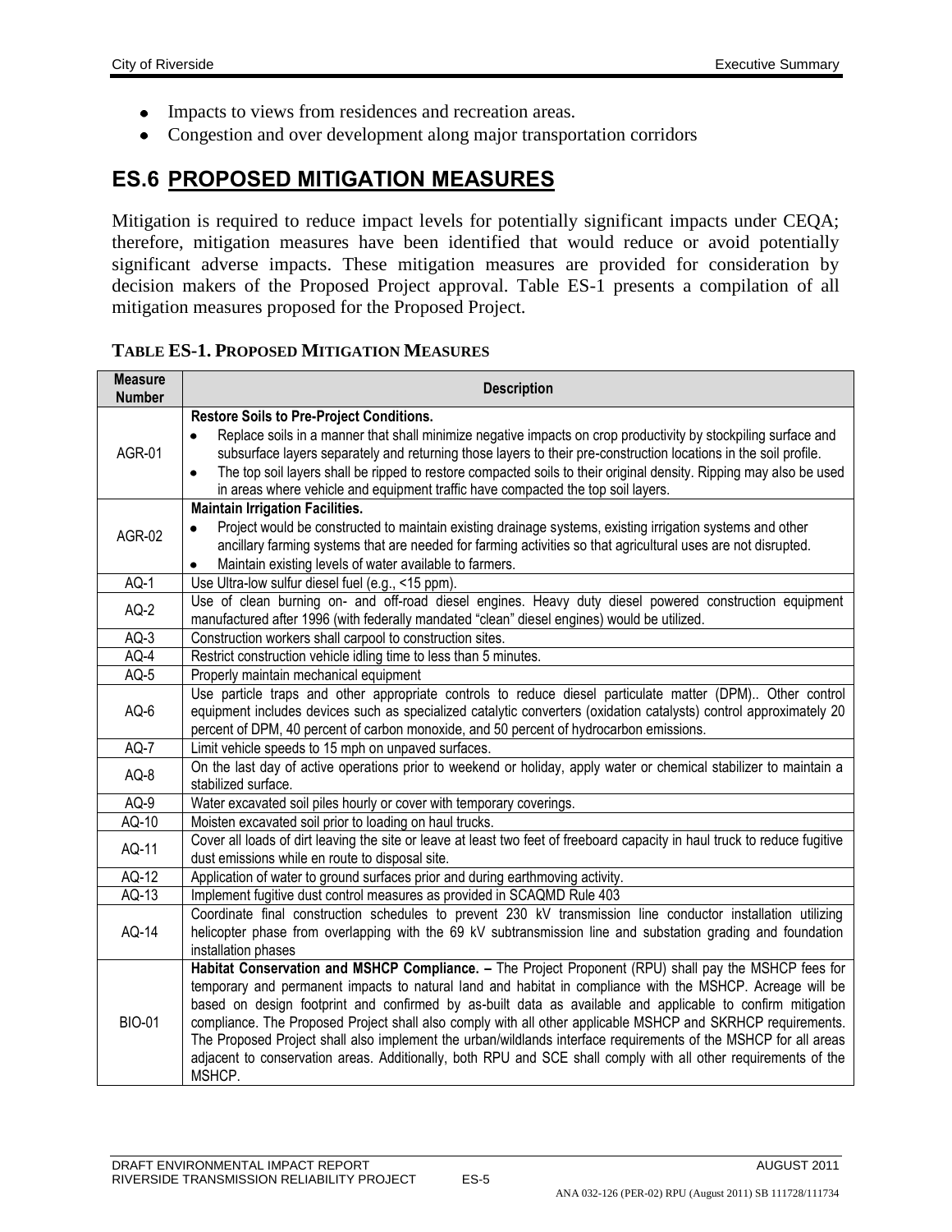- Impacts to views from residences and recreation areas.
- Congestion and over development along major transportation corridors

## ES.6 PROPOSED MITIGATION MEASURES

Mitigation is required to reduce impact levels for potentially significant impacts under CEQA; therefore, mitigation measures have been identified that would reduce or avoid potentially significant adverse impacts. These mitigation measures are provided for consideration by decision makers of the Proposed Project approval. Table ES-1 presents a compilation of all mitigation measures proposed for the Proposed Project.

**TABLE ES-1. PROPOSED MITIGATION MEASURES**

| Measure Number | Description |
|---|---|
| AGR-01 | **Restore Soils to Pre-Project Conditions.** <br>• Replace soils in a manner that shall minimize negative impacts on crop productivity by stockpiling surface and subsurface layers separately and returning those layers to their pre-construction locations in the soil profile. <br>• The top soil layers shall be ripped to restore compacted soils to their original density. Ripping may also be used in areas where vehicle and equipment traffic have compacted the top soil layers. |
| AGR-02 | **Maintain Irrigation Facilities.** <br>• Project would be constructed to maintain existing drainage systems, existing irrigation systems and other ancillary farming systems that are needed for farming activities so that agricultural uses are not disrupted. <br>• Maintain existing levels of water available to farmers. |
| AQ-1 | Use Ultra-low sulfur diesel fuel (e.g., <15 ppm). |
| AQ-2 | Use of clean burning on- and off-road diesel engines. Heavy duty diesel powered construction equipment manufactured after 1996 (with federally mandated "clean" diesel engines) would be utilized. |
| AQ-3 | Construction workers shall carpool to construction sites. |
| AQ-4 | Restrict construction vehicle idling time to less than 5 minutes. |
| AQ-5 | Properly maintain mechanical equipment |
| AQ-6 | Use particle traps and other appropriate controls to reduce diesel particulate matter (DPM).. Other control equipment includes devices such as specialized catalytic converters (oxidation catalysts) control approximately 20 percent of DPM, 40 percent of carbon monoxide, and 50 percent of hydrocarbon emissions. |
| AQ-7 | Limit vehicle speeds to 15 mph on unpaved surfaces. |
| AQ-8 | On the last day of active operations prior to weekend or holiday, apply water or chemical stabilizer to maintain a stabilized surface. |
| AQ-9 | Water excavated soil piles hourly or cover with temporary coverings. |
| AQ-10 | Moisten excavated soil prior to loading on haul trucks. |
| AQ-11 | Cover all loads of dirt leaving the site or leave at least two feet of freeboard capacity in haul truck to reduce fugitive dust emissions while en route to disposal site. |
| AQ-12 | Application of water to ground surfaces prior and during earthmoving activity. |
| AQ-13 | Implement fugitive dust control measures as provided in SCAQMD Rule 403 |
| AQ-14 | Coordinate final construction schedules to prevent 230 kV transmission line conductor installation utilizing helicopter phase from overlapping with the 69 kV subtransmission line and substation grading and foundation installation phases |
| BIO-01 | **Habitat Conservation and MSHCP Compliance. –** The Project Proponent (RPU) shall pay the MSHCP fees for temporary and permanent impacts to natural land and habitat in compliance with the MSHCP. Acreage will be based on design footprint and confirmed by as-built data as available and applicable to confirm mitigation compliance. The Proposed Project shall also comply with all other applicable MSHCP and SKRHCP requirements. The Proposed Project shall also implement the urban/wildlands interface requirements of the MSHCP for all areas adjacent to conservation areas. Additionally, both RPU and SCE shall comply with all other requirements of the MSHCP. |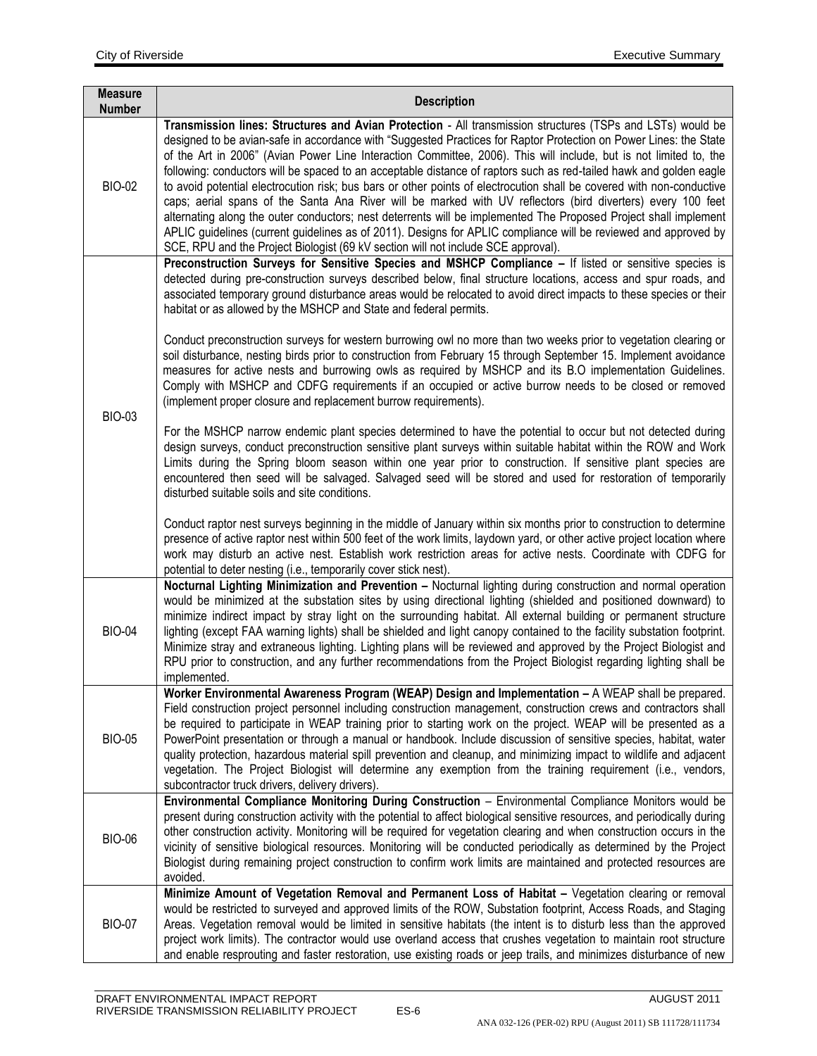| Measure Number | Description |
|---|---|
| BIO-02 | **Transmission lines: Structures and Avian Protection** - All transmission structures (TSPs and LSTs) would be designed to be avian-safe in accordance with "Suggested Practices for Raptor Protection on Power Lines: the State of the Art in 2006" (Avian Power Line Interaction Committee, 2006). This will include, but is not limited to, the following: conductors will be spaced to an acceptable distance of raptors such as red-tailed hawk and golden eagle to avoid potential electrocution risk; bus bars or other points of electrocution shall be covered with non-conductive caps; aerial spans of the Santa Ana River will be marked with UV reflectors (bird diverters) every 100 feet alternating along the outer conductors; nest deterrents will be implemented The Proposed Project shall implement APLIC guidelines (current guidelines as of 2011). Designs for APLIC compliance will be reviewed and approved by SCE, RPU and the Project Biologist (69 kV section will not include SCE approval). |
| BIO-03 | **Preconstruction Surveys for Sensitive Species and MSHCP Compliance –** If listed or sensitive species is detected during pre-construction surveys described below, final structure locations, access and spur roads, and associated temporary ground disturbance areas would be relocated to avoid direct impacts to these species or their habitat or as allowed by the MSHCP and State and federal permits.<br><br>Conduct preconstruction surveys for western burrowing owl no more than two weeks prior to vegetation clearing or soil disturbance, nesting birds prior to construction from February 15 through September 15. Implement avoidance measures for active nests and burrowing owls as required by MSHCP and its B.O implementation Guidelines. Comply with MSHCP and CDFG requirements if an occupied or active burrow needs to be closed or removed (implement proper closure and replacement burrow requirements).<br><br>For the MSHCP narrow endemic plant species determined to have the potential to occur but not detected during design surveys, conduct preconstruction sensitive plant surveys within suitable habitat within the ROW and Work Limits during the Spring bloom season within one year prior to construction. If sensitive plant species are encountered then seed will be salvaged. Salvaged seed will be stored and used for restoration of temporarily disturbed suitable soils and site conditions.<br><br>Conduct raptor nest surveys beginning in the middle of January within six months prior to construction to determine presence of active raptor nest within 500 feet of the work limits, laydown yard, or other active project location where work may disturb an active nest. Establish work restriction areas for active nests. Coordinate with CDFG for potential to deter nesting (i.e., temporarily cover stick nest). |
| BIO-04 | **Nocturnal Lighting Minimization and Prevention –** Nocturnal lighting during construction and normal operation would be minimized at the substation sites by using directional lighting (shielded and positioned downward) to minimize indirect impact by stray light on the surrounding habitat. All external building or permanent structure lighting (except FAA warning lights) shall be shielded and light canopy contained to the facility substation footprint. Minimize stray and extraneous lighting. Lighting plans will be reviewed and approved by the Project Biologist and RPU prior to construction, and any further recommendations from the Project Biologist regarding lighting shall be implemented. |
| BIO-05 | **Worker Environmental Awareness Program (WEAP) Design and Implementation –** A WEAP shall be prepared. Field construction project personnel including construction management, construction crews and contractors shall be required to participate in WEAP training prior to starting work on the project. WEAP will be presented as a PowerPoint presentation or through a manual or handbook. Include discussion of sensitive species, habitat, water quality protection, hazardous material spill prevention and cleanup, and minimizing impact to wildlife and adjacent vegetation. The Project Biologist will determine any exemption from the training requirement (i.e., vendors, subcontractor truck drivers, delivery drivers). |
| BIO-06 | **Environmental Compliance Monitoring During Construction** – Environmental Compliance Monitors would be present during construction activity with the potential to affect biological sensitive resources, and periodically during other construction activity. Monitoring will be required for vegetation clearing and when construction occurs in the vicinity of sensitive biological resources. Monitoring will be conducted periodically as determined by the Project Biologist during remaining project construction to confirm work limits are maintained and protected resources are avoided. |
| BIO-07 | **Minimize Amount of Vegetation Removal and Permanent Loss of Habitat –** Vegetation clearing or removal would be restricted to surveyed and approved limits of the ROW, Substation footprint, Access Roads, and Staging Areas. Vegetation removal would be limited in sensitive habitats (the intent is to disturb less than the approved project work limits). The contractor would use overland access that crushes vegetation to maintain root structure and enable resprouting and faster restoration, use existing roads or jeep trails, and minimizes disturbance of new |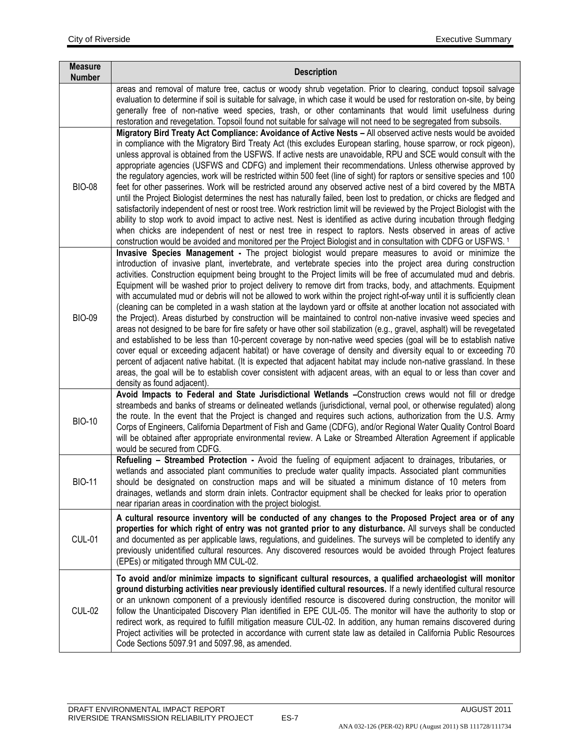| Measure Number | Description |
|---|---|
| | areas and removal of mature tree, cactus or woody shrub vegetation. Prior to clearing, conduct topsoil salvage evaluation to determine if soil is suitable for salvage, in which case it would be used for restoration on-site, by being generally free of non-native weed species, trash, or other contaminants that would limit usefulness during restoration and revegetation. Topsoil found not suitable for salvage will not need to be segregated from subsoils. |
| BIO-08 | **Migratory Bird Treaty Act Compliance: Avoidance of Active Nests –** All observed active nests would be avoided in compliance with the Migratory Bird Treaty Act (this excludes European starling, house sparrow, or rock pigeon), unless approval is obtained from the USFWS. If active nests are unavoidable, RPU and SCE would consult with the appropriate agencies (USFWS and CDFG) and implement their recommendations. Unless otherwise approved by the regulatory agencies, work will be restricted within 500 feet (line of sight) for raptors or sensitive species and 100 feet for other passerines. Work will be restricted around any observed active nest of a bird covered by the MBTA until the Project Biologist determines the nest has naturally failed, been lost to predation, or chicks are fledged and satisfactorily independent of nest or roost tree. Work restriction limit will be reviewed by the Project Biologist with the ability to stop work to avoid impact to active nest. Nest is identified as active during incubation through fledging when chicks are independent of nest or nest tree in respect to raptors. Nests observed in areas of active construction would be avoided and monitored per the Project Biologist and in consultation with CDFG or USFWS. [1] |
| BIO-09 | **Invasive Species Management -** The project biologist would prepare measures to avoid or minimize the introduction of invasive plant, invertebrate, and vertebrate species into the project area during construction activities. Construction equipment being brought to the Project limits will be free of accumulated mud and debris. Equipment will be washed prior to project delivery to remove dirt from tracks, body, and attachments. Equipment with accumulated mud or debris will not be allowed to work within the project right-of-way until it is sufficiently clean (cleaning can be completed in a wash station at the laydown yard or offsite at another location not associated with the Project). Areas disturbed by construction will be maintained to control non-native invasive weed species and areas not designed to be bare for fire safety or have other soil stabilization (e.g., gravel, asphalt) will be revegetated and established to be less than 10-percent coverage by non-native weed species (goal will be to establish native cover equal or exceeding adjacent habitat) or have coverage of density and diversity equal to or exceeding 70 percent of adjacent native habitat. (It is expected that adjacent habitat may include non-native grassland. In these areas, the goal will be to establish cover consistent with adjacent areas, with an equal to or less than cover and density as found adjacent). |
| BIO-10 | **Avoid Impacts to Federal and State Jurisdictional Wetlands –**Construction crews would not fill or dredge streambeds and banks of streams or delineated wetlands (jurisdictional, vernal pool, or otherwise regulated) along the route. In the event that the Project is changed and requires such actions, authorization from the U.S. Army Corps of Engineers, California Department of Fish and Game (CDFG), and/or Regional Water Quality Control Board will be obtained after appropriate environmental review. A Lake or Streambed Alteration Agreement if applicable would be secured from CDFG. |
| BIO-11 | **Refueling – Streambed Protection -** Avoid the fueling of equipment adjacent to drainages, tributaries, or wetlands and associated plant communities to preclude water quality impacts. Associated plant communities should be designated on construction maps and will be situated a minimum distance of 10 meters from drainages, wetlands and storm drain inlets. Contractor equipment shall be checked for leaks prior to operation near riparian areas in coordination with the project biologist. |
| CUL-01 | **A cultural resource inventory will be conducted of any changes to the Proposed Project area or of any properties for which right of entry was not granted prior to any disturbance.** All surveys shall be conducted and documented as per applicable laws, regulations, and guidelines. The surveys will be completed to identify any previously unidentified cultural resources. Any discovered resources would be avoided through Project features (EPEs) or mitigated through MM CUL-02. |
| CUL-02 | **To avoid and/or minimize impacts to significant cultural resources, a qualified archaeologist will monitor ground disturbing activities near previously identified cultural resources.** If a newly identified cultural resource or an unknown component of a previously identified resource is discovered during construction, the monitor will follow the Unanticipated Discovery Plan identified in EPE CUL-05. The monitor will have the authority to stop or redirect work, as required to fulfill mitigation measure CUL-02. In addition, any human remains discovered during Project activities will be protected in accordance with current state law as detailed in California Public Resources Code Sections 5097.91 and 5097.98, as amended. |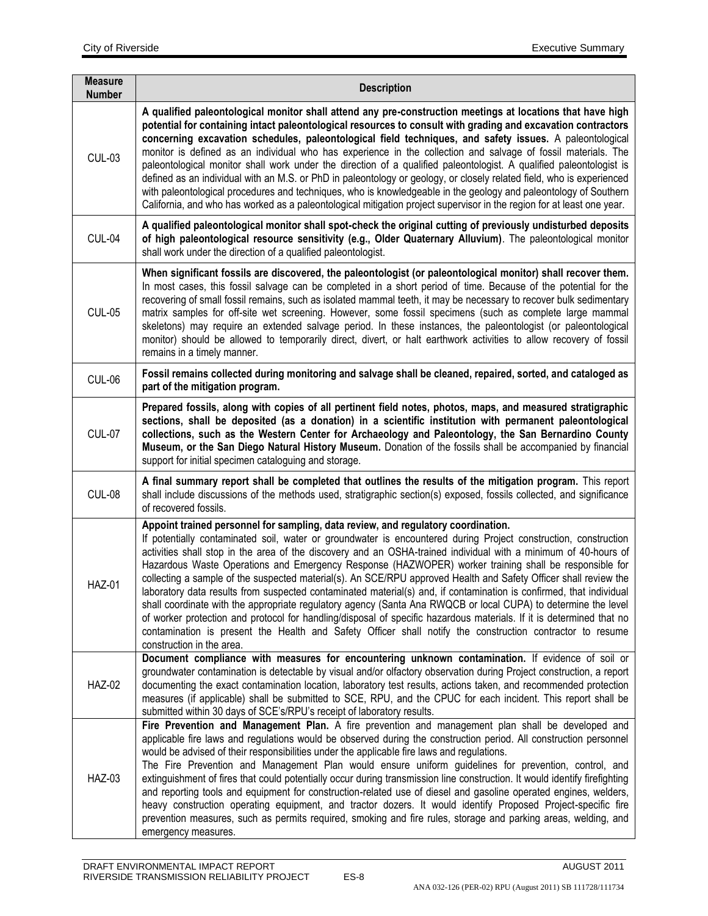| Measure Number | Description |
|---|---|
| CUL-03 | **A qualified paleontological monitor shall attend any pre-construction meetings at locations that have high potential for containing intact paleontological resources to consult with grading and excavation contractors concerning excavation schedules, paleontological field techniques, and safety issues.** A paleontological monitor is defined as an individual who has experience in the collection and salvage of fossil materials. The paleontological monitor shall work under the direction of a qualified paleontologist. A qualified paleontologist is defined as an individual with an M.S. or PhD in paleontology or geology, or closely related field, who is experienced with paleontological procedures and techniques, who is knowledgeable in the geology and paleontology of Southern California, and who has worked as a paleontological mitigation project supervisor in the region for at least one year. |
| CUL-04 | **A qualified paleontological monitor shall spot-check the original cutting of previously undisturbed deposits of high paleontological resource sensitivity (e.g., Older Quaternary Alluvium)**. The paleontological monitor shall work under the direction of a qualified paleontologist. |
| CUL-05 | **When significant fossils are discovered, the paleontologist (or paleontological monitor) shall recover them.** In most cases, this fossil salvage can be completed in a short period of time. Because of the potential for the recovering of small fossil remains, such as isolated mammal teeth, it may be necessary to recover bulk sedimentary matrix samples for off-site wet screening. However, some fossil specimens (such as complete large mammal skeletons) may require an extended salvage period. In these instances, the paleontologist (or paleontological monitor) should be allowed to temporarily direct, divert, or halt earthwork activities to allow recovery of fossil remains in a timely manner. |
| CUL-06 | **Fossil remains collected during monitoring and salvage shall be cleaned, repaired, sorted, and cataloged as part of the mitigation program.** |
| CUL-07 | **Prepared fossils, along with copies of all pertinent field notes, photos, maps, and measured stratigraphic sections, shall be deposited (as a donation) in a scientific institution with permanent paleontological collections, such as the Western Center for Archaeology and Paleontology, the San Bernardino County Museum, or the San Diego Natural History Museum.** Donation of the fossils shall be accompanied by financial support for initial specimen cataloguing and storage. |
| CUL-08 | **A final summary report shall be completed that outlines the results of the mitigation program.** This report shall include discussions of the methods used, stratigraphic section(s) exposed, fossils collected, and significance of recovered fossils. |
| HAZ-01 | **Appoint trained personnel for sampling, data review, and regulatory coordination.** If potentially contaminated soil, water or groundwater is encountered during Project construction, construction activities shall stop in the area of the discovery and an OSHA-trained individual with a minimum of 40-hours of Hazardous Waste Operations and Emergency Response (HAZWOPER) worker training shall be responsible for collecting a sample of the suspected material(s). An SCE/RPU approved Health and Safety Officer shall review the laboratory data results from suspected contaminated material(s) and, if contamination is confirmed, that individual shall coordinate with the appropriate regulatory agency (Santa Ana RWQCB or local CUPA) to determine the level of worker protection and protocol for handling/disposal of specific hazardous materials. If it is determined that no contamination is present the Health and Safety Officer shall notify the construction contractor to resume construction in the area. |
| HAZ-02 | **Document compliance with measures for encountering unknown contamination.** If evidence of soil or groundwater contamination is detectable by visual and/or olfactory observation during Project construction, a report documenting the exact contamination location, laboratory test results, actions taken, and recommended protection measures (if applicable) shall be submitted to SCE, RPU, and the CPUC for each incident. This report shall be submitted within 30 days of SCE's/RPU's receipt of laboratory results. |
| HAZ-03 | **Fire Prevention and Management Plan.** A fire prevention and management plan shall be developed and applicable fire laws and regulations would be observed during the construction period. All construction personnel would be advised of their responsibilities under the applicable fire laws and regulations.<br>The Fire Prevention and Management Plan would ensure uniform guidelines for prevention, control, and extinguishment of fires that could potentially occur during transmission line construction. It would identify firefighting and reporting tools and equipment for construction-related use of diesel and gasoline operated engines, welders, heavy construction operating equipment, and tractor dozers. It would identify Proposed Project-specific fire prevention measures, such as permits required, smoking and fire rules, storage and parking areas, welding, and emergency measures. |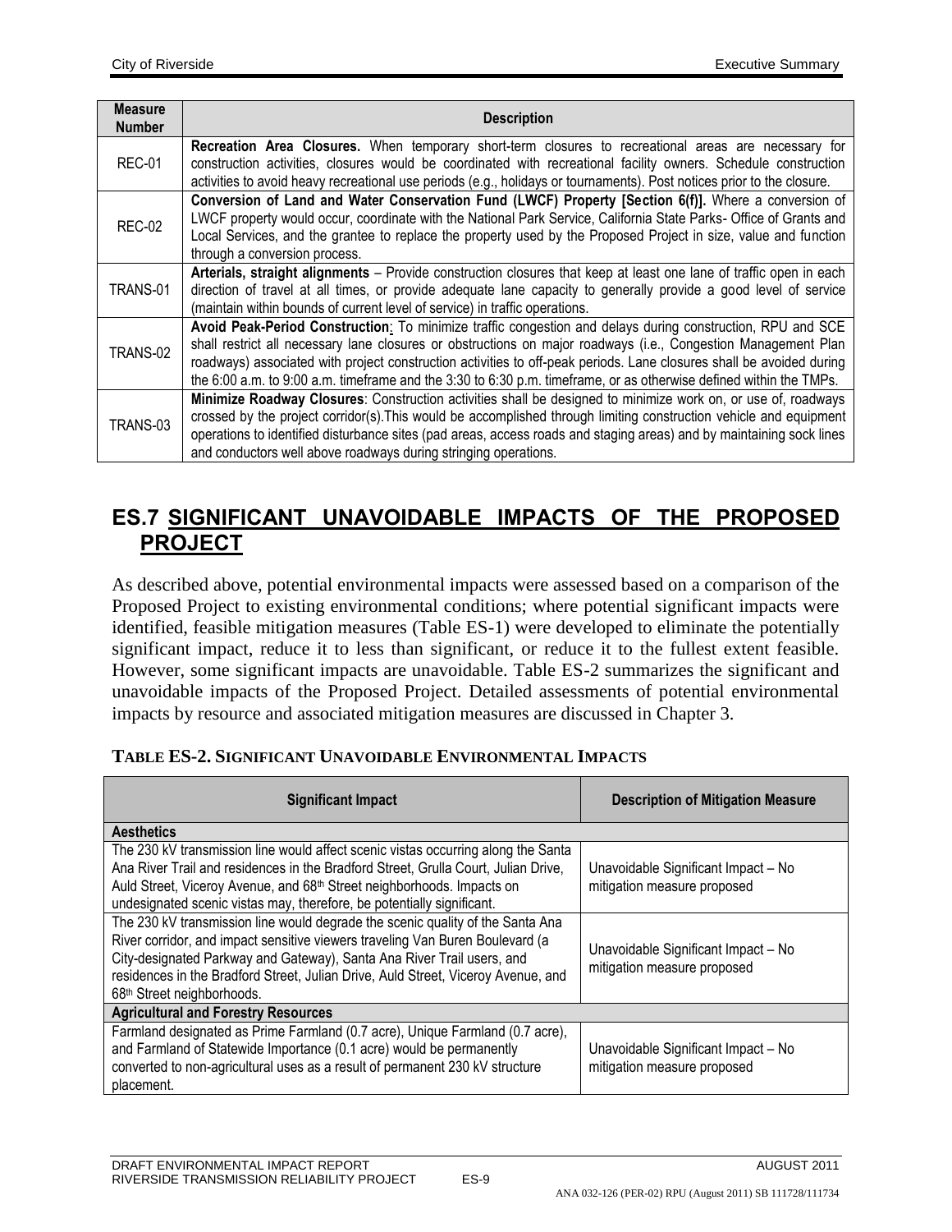| Measure Number | Description |
|---|---|
| REC-01 | **Recreation Area Closures.** When temporary short-term closures to recreational areas are necessary for construction activities, closures would be coordinated with recreational facility owners. Schedule construction activities to avoid heavy recreational use periods (e.g., holidays or tournaments). Post notices prior to the closure. |
| REC-02 | **Conversion of Land and Water Conservation Fund (LWCF) Property [Section 6(f)].** Where a conversion of LWCF property would occur, coordinate with the National Park Service, California State Parks- Office of Grants and Local Services, and the grantee to replace the property used by the Proposed Project in size, value and function through a conversion process. |
| TRANS-01 | **Arterials, straight alignments** – Provide construction closures that keep at least one lane of traffic open in each direction of travel at all times, or provide adequate lane capacity to generally provide a good level of service (maintain within bounds of current level of service) in traffic operations. |
| TRANS-02 | **Avoid Peak-Period Construction**: To minimize traffic congestion and delays during construction, RPU and SCE shall restrict all necessary lane closures or obstructions on major roadways (i.e., Congestion Management Plan roadways) associated with project construction activities to off-peak periods. Lane closures shall be avoided during the 6:00 a.m. to 9:00 a.m. timeframe and the 3:30 to 6:30 p.m. timeframe, or as otherwise defined within the TMPs. |
| TRANS-03 | **Minimize Roadway Closures**: Construction activities shall be designed to minimize work on, or use of, roadways crossed by the project corridor(s).This would be accomplished through limiting construction vehicle and equipment operations to identified disturbance sites (pad areas, access roads and staging areas) and by maintaining sock lines and conductors well above roadways during stringing operations. |

# ES.7 SIGNIFICANT UNAVOIDABLE IMPACTS OF THE PROPOSED PROJECT

As described above, potential environmental impacts were assessed based on a comparison of the Proposed Project to existing environmental conditions; where potential significant impacts were identified, feasible mitigation measures (Table ES-1) were developed to eliminate the potentially significant impact, reduce it to less than significant, or reduce it to the fullest extent feasible. However, some significant impacts are unavoidable. Table ES-2 summarizes the significant and unavoidable impacts of the Proposed Project. Detailed assessments of potential environmental impacts by resource and associated mitigation measures are discussed in Chapter 3.

**TABLE ES-2. SIGNIFICANT UNAVOIDABLE ENVIRONMENTAL IMPACTS**

| Significant Impact | Description of Mitigation Measure |
|---|---|
| **Aesthetics** | |
| The 230 kV transmission line would affect scenic vistas occurring along the Santa Ana River Trail and residences in the Bradford Street, Grulla Court, Julian Drive, Auld Street, Viceroy Avenue, and 68th Street neighborhoods. Impacts on undesignated scenic vistas may, therefore, be potentially significant. | Unavoidable Significant Impact – No mitigation measure proposed |
| The 230 kV transmission line would degrade the scenic quality of the Santa Ana River corridor, and impact sensitive viewers traveling Van Buren Boulevard (a City-designated Parkway and Gateway), Santa Ana River Trail users, and residences in the Bradford Street, Julian Drive, Auld Street, Viceroy Avenue, and 68th Street neighborhoods. | Unavoidable Significant Impact – No mitigation measure proposed |
| **Agricultural and Forestry Resources** | |
| Farmland designated as Prime Farmland (0.7 acre), Unique Farmland (0.7 acre), and Farmland of Statewide Importance (0.1 acre) would be permanently converted to non-agricultural uses as a result of permanent 230 kV structure placement. | Unavoidable Significant Impact – No mitigation measure proposed |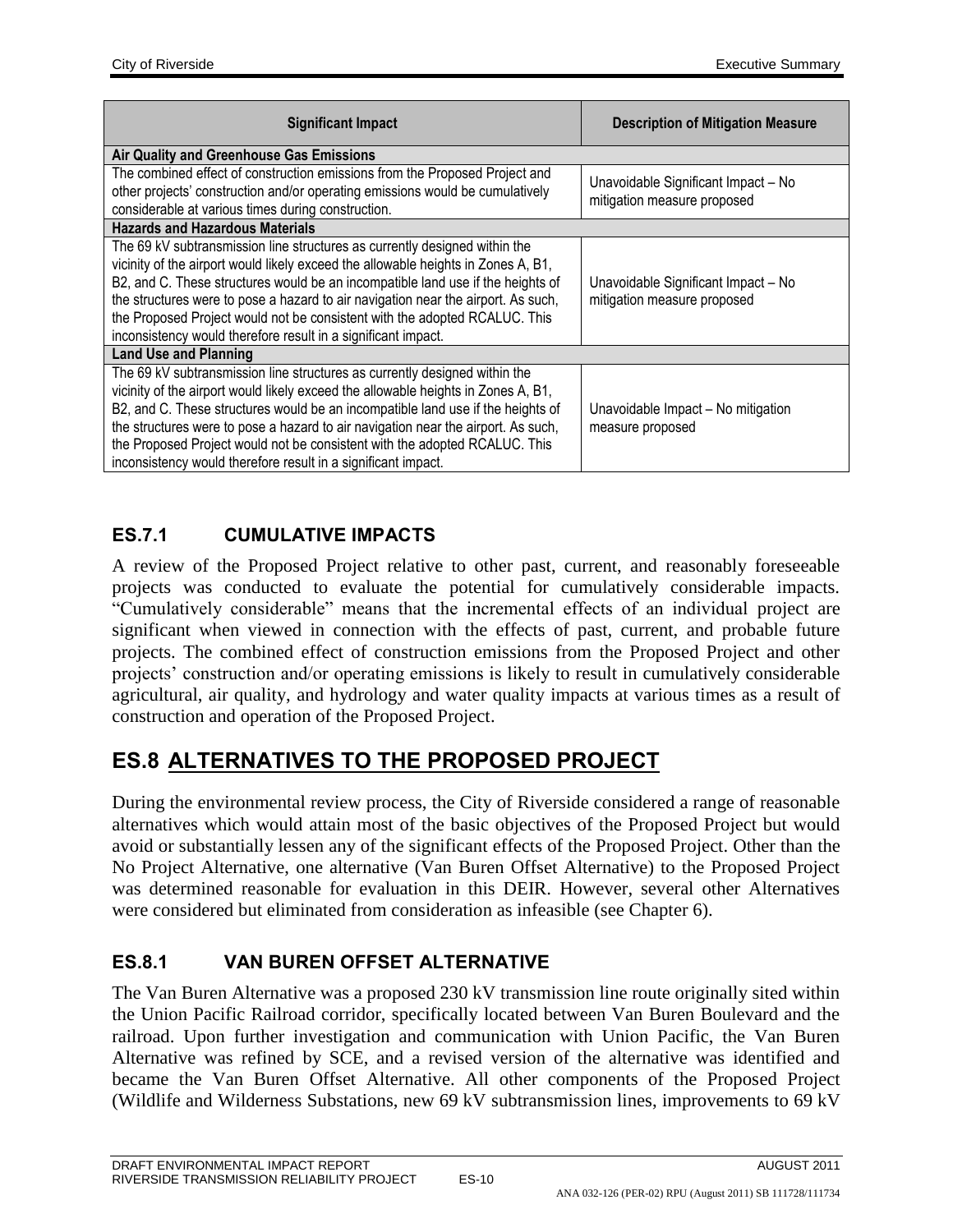| Significant Impact | Description of Mitigation Measure |
|---|---|
| **Air Quality and Greenhouse Gas Emissions** | |
| The combined effect of construction emissions from the Proposed Project and other projects' construction and/or operating emissions would be cumulatively considerable at various times during construction. | Unavoidable Significant Impact – No mitigation measure proposed |
| **Hazards and Hazardous Materials** | |
| The 69 kV subtransmission line structures as currently designed within the vicinity of the airport would likely exceed the allowable heights in Zones A, B1, B2, and C. These structures would be an incompatible land use if the heights of the structures were to pose a hazard to air navigation near the airport. As such, the Proposed Project would not be consistent with the adopted RCALUC. This inconsistency would therefore result in a significant impact. | Unavoidable Significant Impact – No mitigation measure proposed |
| **Land Use and Planning** | |
| The 69 kV subtransmission line structures as currently designed within the vicinity of the airport would likely exceed the allowable heights in Zones A, B1, B2, and C. These structures would be an incompatible land use if the heights of the structures were to pose a hazard to air navigation near the airport. As such, the Proposed Project would not be consistent with the adopted RCALUC. This inconsistency would therefore result in a significant impact. | Unavoidable Impact – No mitigation measure proposed |

### ES.7.1 CUMULATIVE IMPACTS

A review of the Proposed Project relative to other past, current, and reasonably foreseeable projects was conducted to evaluate the potential for cumulatively considerable impacts. "Cumulatively considerable" means that the incremental effects of an individual project are significant when viewed in connection with the effects of past, current, and probable future projects. The combined effect of construction emissions from the Proposed Project and other projects' construction and/or operating emissions is likely to result in cumulatively considerable agricultural, air quality, and hydrology and water quality impacts at various times as a result of construction and operation of the Proposed Project.

## ES.8 ALTERNATIVES TO THE PROPOSED PROJECT

During the environmental review process, the City of Riverside considered a range of reasonable alternatives which would attain most of the basic objectives of the Proposed Project but would avoid or substantially lessen any of the significant effects of the Proposed Project. Other than the No Project Alternative, one alternative (Van Buren Offset Alternative) to the Proposed Project was determined reasonable for evaluation in this DEIR. However, several other Alternatives were considered but eliminated from consideration as infeasible (see Chapter 6).

### ES.8.1 VAN BUREN OFFSET ALTERNATIVE

The Van Buren Alternative was a proposed 230 kV transmission line route originally sited within the Union Pacific Railroad corridor, specifically located between Van Buren Boulevard and the railroad. Upon further investigation and communication with Union Pacific, the Van Buren Alternative was refined by SCE, and a revised version of the alternative was identified and became the Van Buren Offset Alternative. All other components of the Proposed Project (Wildlife and Wilderness Substations, new 69 kV subtransmission lines, improvements to 69 kV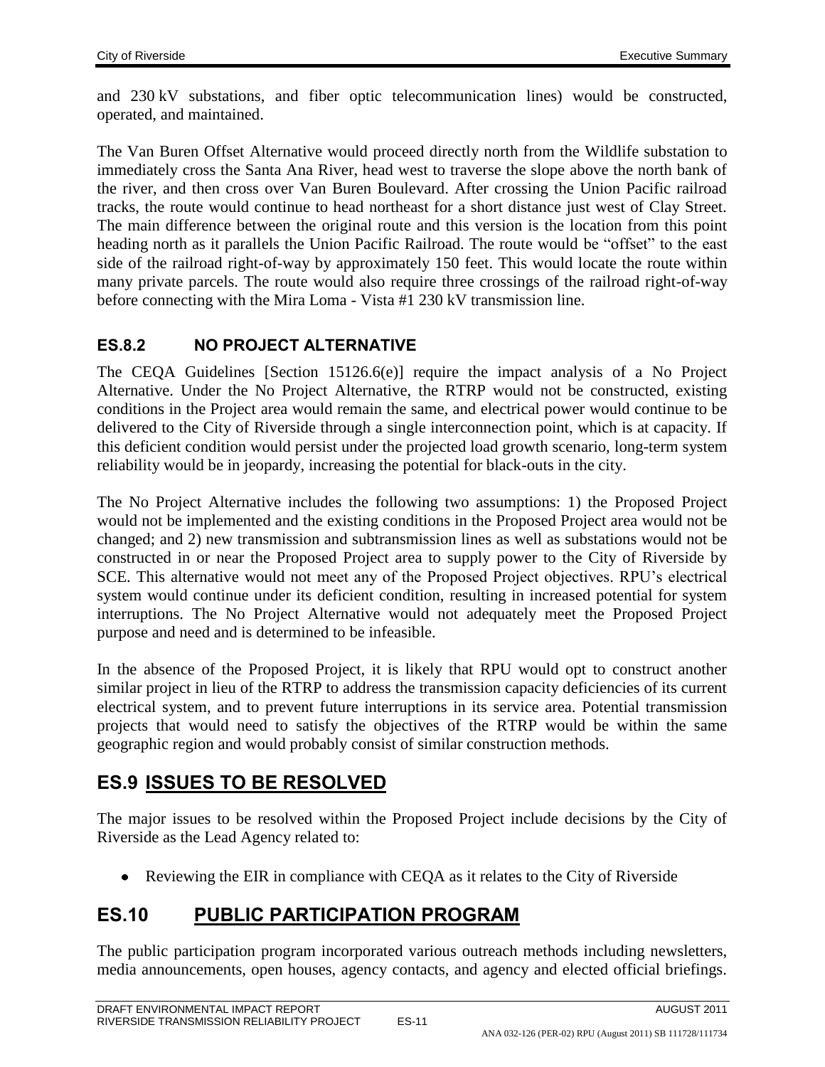and 230 kV substations, and fiber optic telecommunication lines) would be constructed, operated, and maintained.

The Van Buren Offset Alternative would proceed directly north from the Wildlife substation to immediately cross the Santa Ana River, head west to traverse the slope above the north bank of the river, and then cross over Van Buren Boulevard. After crossing the Union Pacific railroad tracks, the route would continue to head northeast for a short distance just west of Clay Street. The main difference between the original route and this version is the location from this point heading north as it parallels the Union Pacific Railroad. The route would be "offset" to the east side of the railroad right-of-way by approximately 150 feet. This would locate the route within many private parcels. The route would also require three crossings of the railroad right-of-way before connecting with the Mira Loma - Vista #1 230 kV transmission line.

### ES.8.2 NO PROJECT ALTERNATIVE

The CEQA Guidelines [Section 15126.6(e)] require the impact analysis of a No Project Alternative. Under the No Project Alternative, the RTRP would not be constructed, existing conditions in the Project area would remain the same, and electrical power would continue to be delivered to the City of Riverside through a single interconnection point, which is at capacity. If this deficient condition would persist under the projected load growth scenario, long-term system reliability would be in jeopardy, increasing the potential for black-outs in the city.

The No Project Alternative includes the following two assumptions: 1) the Proposed Project would not be implemented and the existing conditions in the Proposed Project area would not be changed; and 2) new transmission and subtransmission lines as well as substations would not be constructed in or near the Proposed Project area to supply power to the City of Riverside by SCE. This alternative would not meet any of the Proposed Project objectives. RPU's electrical system would continue under its deficient condition, resulting in increased potential for system interruptions. The No Project Alternative would not adequately meet the Proposed Project purpose and need and is determined to be infeasible.

In the absence of the Proposed Project, it is likely that RPU would opt to construct another similar project in lieu of the RTRP to address the transmission capacity deficiencies of its current electrical system, and to prevent future interruptions in its service area. Potential transmission projects that would need to satisfy the objectives of the RTRP would be within the same geographic region and would probably consist of similar construction methods.

## ES.9 ISSUES TO BE RESOLVED

The major issues to be resolved within the Proposed Project include decisions by the City of Riverside as the Lead Agency related to:

- Reviewing the EIR in compliance with CEQA as it relates to the City of Riverside

## ES.10 PUBLIC PARTICIPATION PROGRAM

The public participation program incorporated various outreach methods including newsletters, media announcements, open houses, agency contacts, and agency and elected official briefings.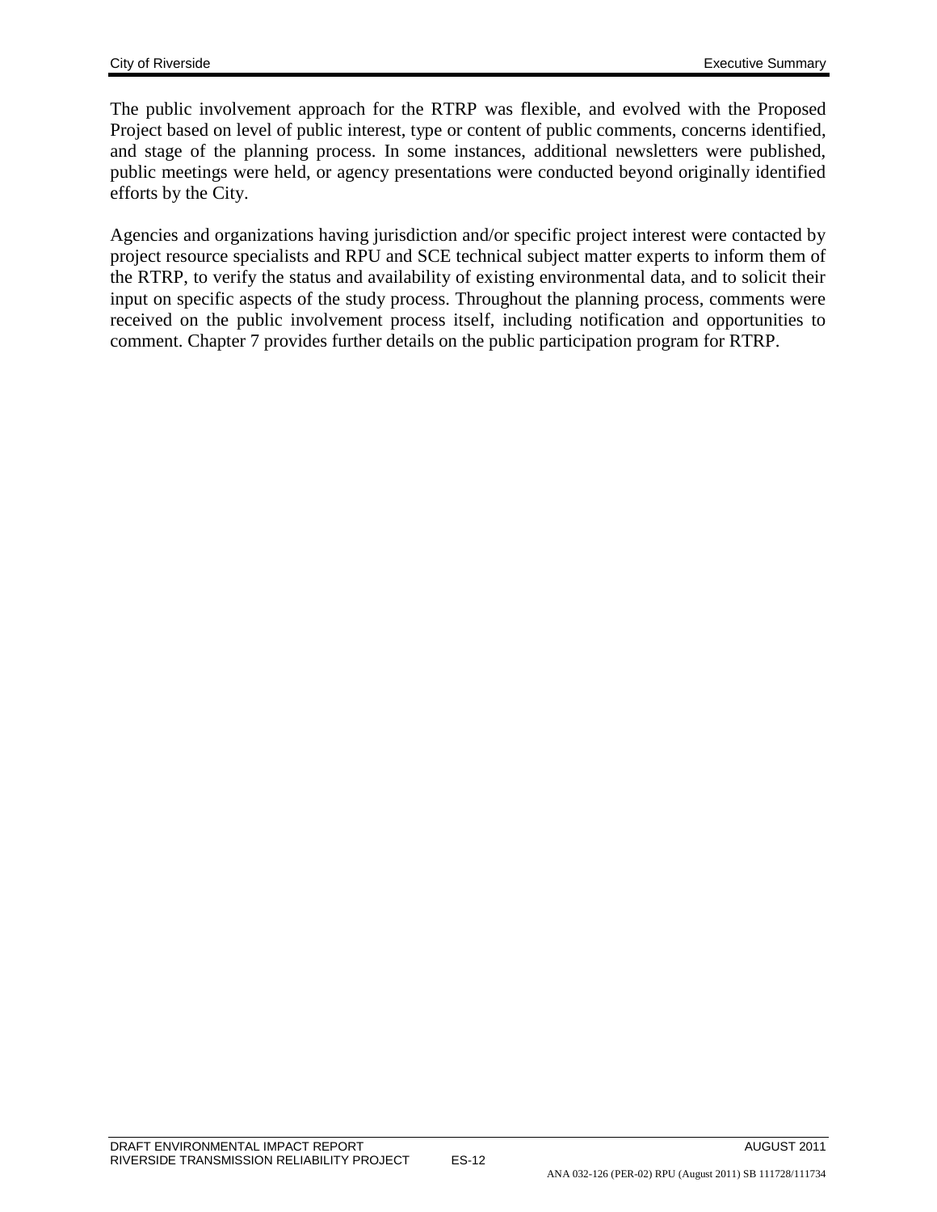The public involvement approach for the RTRP was flexible, and evolved with the Proposed Project based on level of public interest, type or content of public comments, concerns identified, and stage of the planning process. In some instances, additional newsletters were published, public meetings were held, or agency presentations were conducted beyond originally identified efforts by the City.

Agencies and organizations having jurisdiction and/or specific project interest were contacted by project resource specialists and RPU and SCE technical subject matter experts to inform them of the RTRP, to verify the status and availability of existing environmental data, and to solicit their input on specific aspects of the study process. Throughout the planning process, comments were received on the public involvement process itself, including notification and opportunities to comment. Chapter 7 provides further details on the public participation program for RTRP.